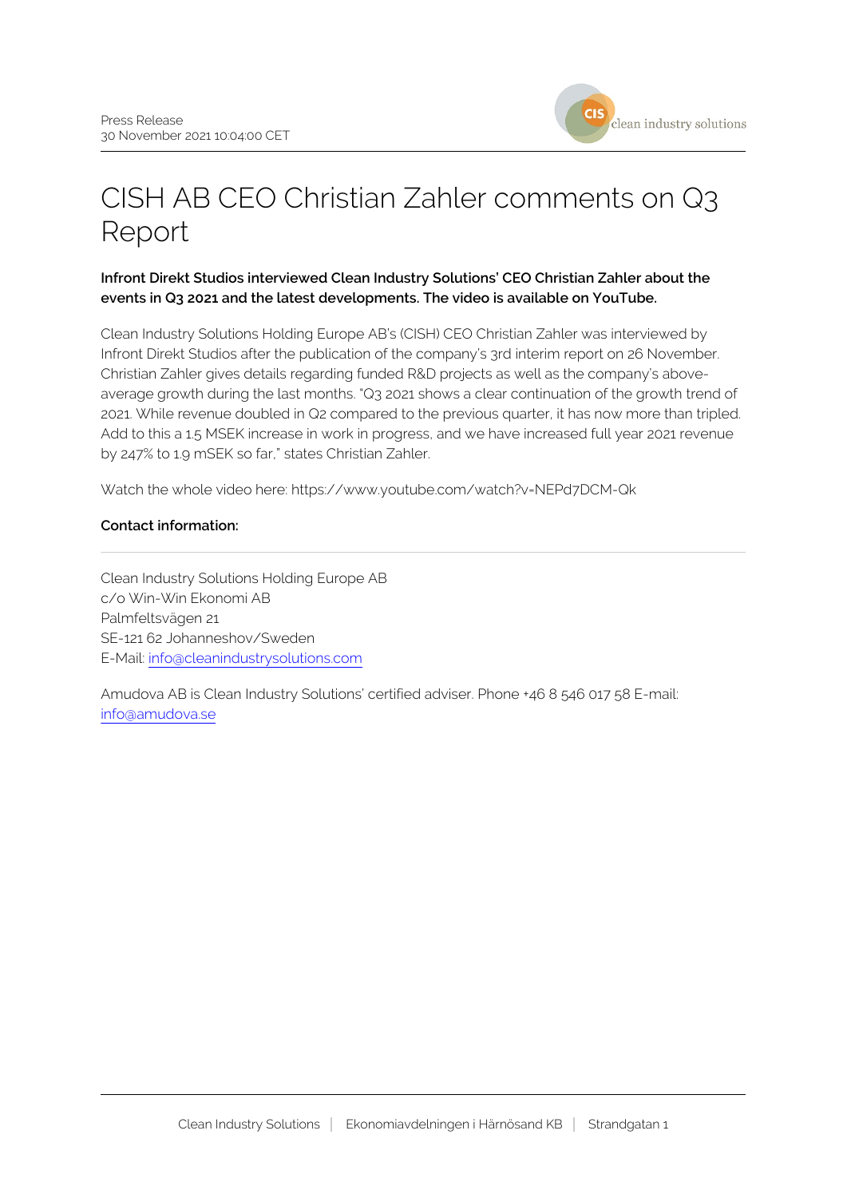Press Release
30 November 2021 10:04:00 CET

# CISH AB CEO Christian Zahler comments on Q3 Report

**Infront Direkt Studios interviewed Clean Industry Solutions' CEO Christian Zahler about the events in Q3 2021 and the latest developments. The video is available on YouTube.**

Clean Industry Solutions Holding Europe AB's (CISH) CEO Christian Zahler was interviewed by Infront Direkt Studios after the publication of the company's 3rd interim report on 26 November. Christian Zahler gives details regarding funded R&D projects as well as the company's above-average growth during the last months. "Q3 2021 shows a clear continuation of the growth trend of 2021. While revenue doubled in Q2 compared to the previous quarter, it has now more than tripled. Add to this a 1.5 MSEK increase in work in progress, and we have increased full year 2021 revenue by 247% to 1.9 mSEK so far," states Christian Zahler.

Watch the whole video here: https://www.youtube.com/watch?v=NEPd7DCM-Qk

**Contact information:**

---

Clean Industry Solutions Holding Europe AB
c/o Win-Win Ekonomi AB
Palmfeltsvägen 21
SE-121 62 Johanneshov/Sweden
E-Mail: info@cleanindustrysolutions.com

Amudova AB is Clean Industry Solutions' certified adviser. Phone +46 8 546 017 58 E-mail: info@amudova.se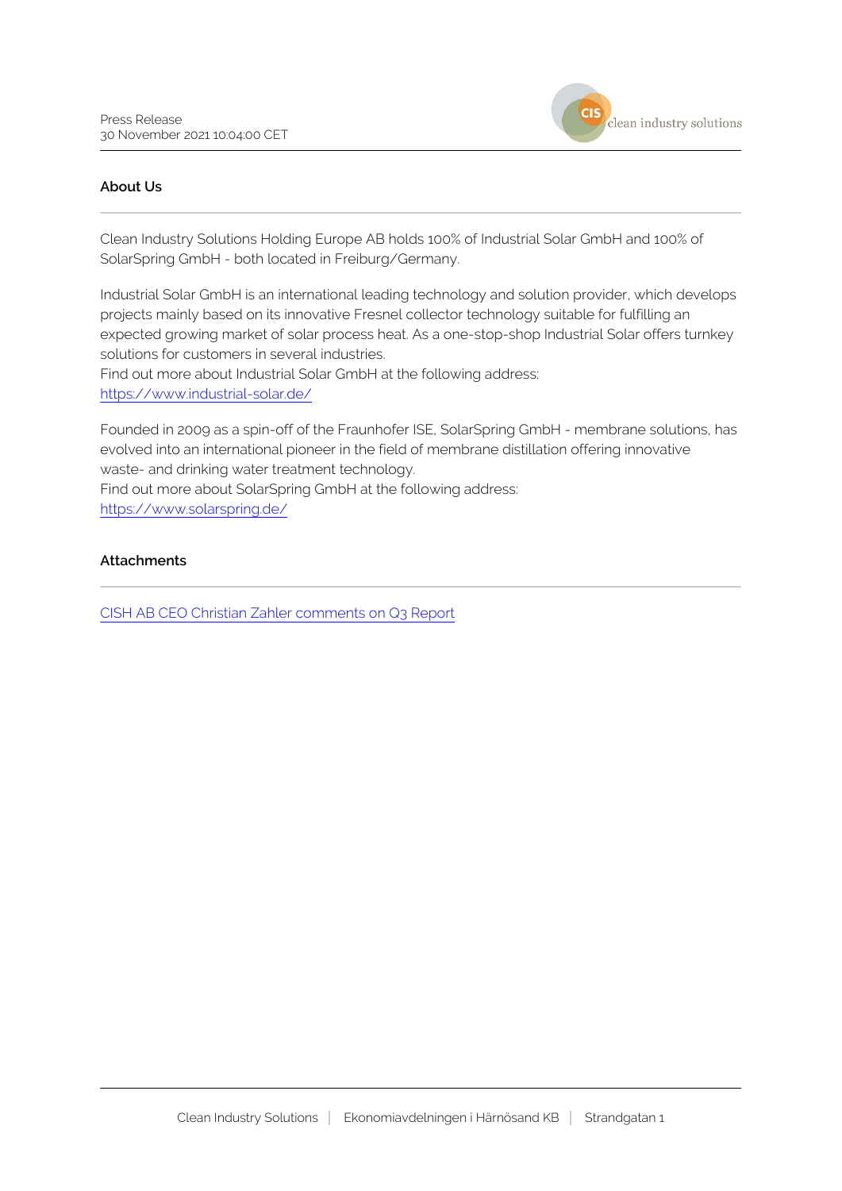## About Us

Clean Industry Solutions Holding Europe AB holds 100% of Industrial Solar GmbH and 100% of SolarSpring GmbH - both located in Freiburg/Germany.

Industrial Solar GmbH is an international leading technology and solution provider, which develops projects mainly based on its innovative Fresnel collector technology suitable for fulfilling an expected growing market of solar process heat. As a one-stop-shop Industrial Solar offers turnkey solutions for customers in several industries.
Find out more about Industrial Solar GmbH at the following address:
https://www.industrial-solar.de/

Founded in 2009 as a spin-off of the Fraunhofer ISE, SolarSpring GmbH - membrane solutions, has evolved into an international pioneer in the field of membrane distillation offering innovative waste- and drinking water treatment technology.
Find out more about SolarSpring GmbH at the following address:
https://www.solarspring.de/

## Attachments

CISH AB CEO Christian Zahler comments on Q3 Report